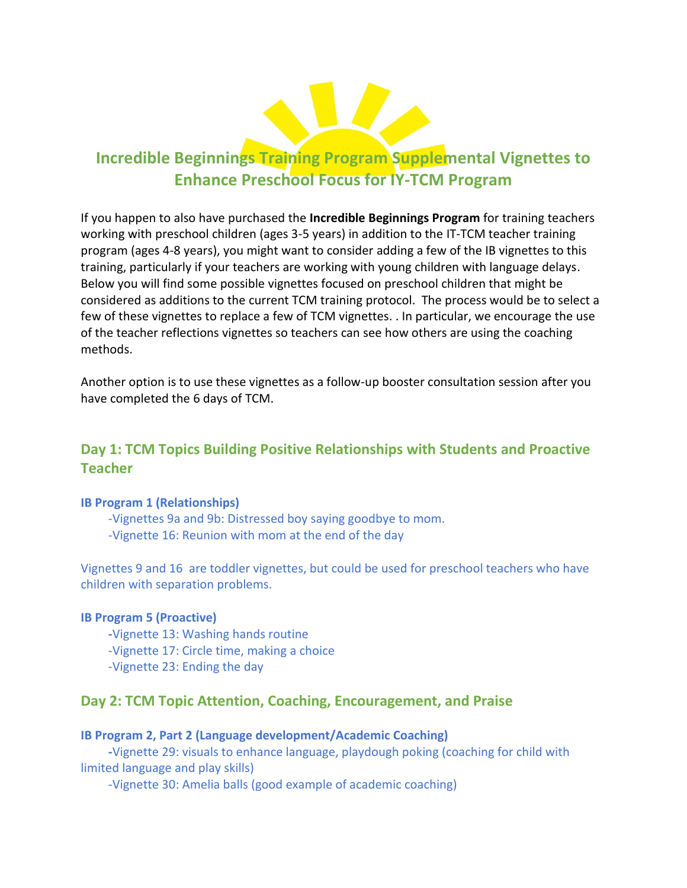# Incredible Beginnings Training Program Supplemental Vignettes to Enhance Preschool Focus for IY-TCM Program

If you happen to also have purchased the **Incredible Beginnings Program** for training teachers working with preschool children (ages 3-5 years) in addition to the IT-TCM teacher training program (ages 4-8 years), you might want to consider adding a few of the IB vignettes to this training, particularly if your teachers are working with young children with language delays. Below you will find some possible vignettes focused on preschool children that might be considered as additions to the current TCM training protocol. The process would be to select a few of these vignettes to replace a few of TCM vignettes. . In particular, we encourage the use of the teacher reflections vignettes so teachers can see how others are using the coaching methods.

Another option is to use these vignettes as a follow-up booster consultation session after you have completed the 6 days of TCM.

## Day 1: TCM Topics Building Positive Relationships with Students and Proactive Teacher

### IB Program 1 (Relationships)

-Vignettes 9a and 9b: Distressed boy saying goodbye to mom.
-Vignette 16: Reunion with mom at the end of the day

Vignettes 9 and 16 are toddler vignettes, but could be used for preschool teachers who have children with separation problems.

### IB Program 5 (Proactive)

-Vignette 13: Washing hands routine
-Vignette 17: Circle time, making a choice
-Vignette 23: Ending the day

## Day 2: TCM Topic Attention, Coaching, Encouragement, and Praise

### IB Program 2, Part 2 (Language development/Academic Coaching)

-Vignette 29: visuals to enhance language, playdough poking (coaching for child with limited language and play skills)
-Vignette 30: Amelia balls (good example of academic coaching)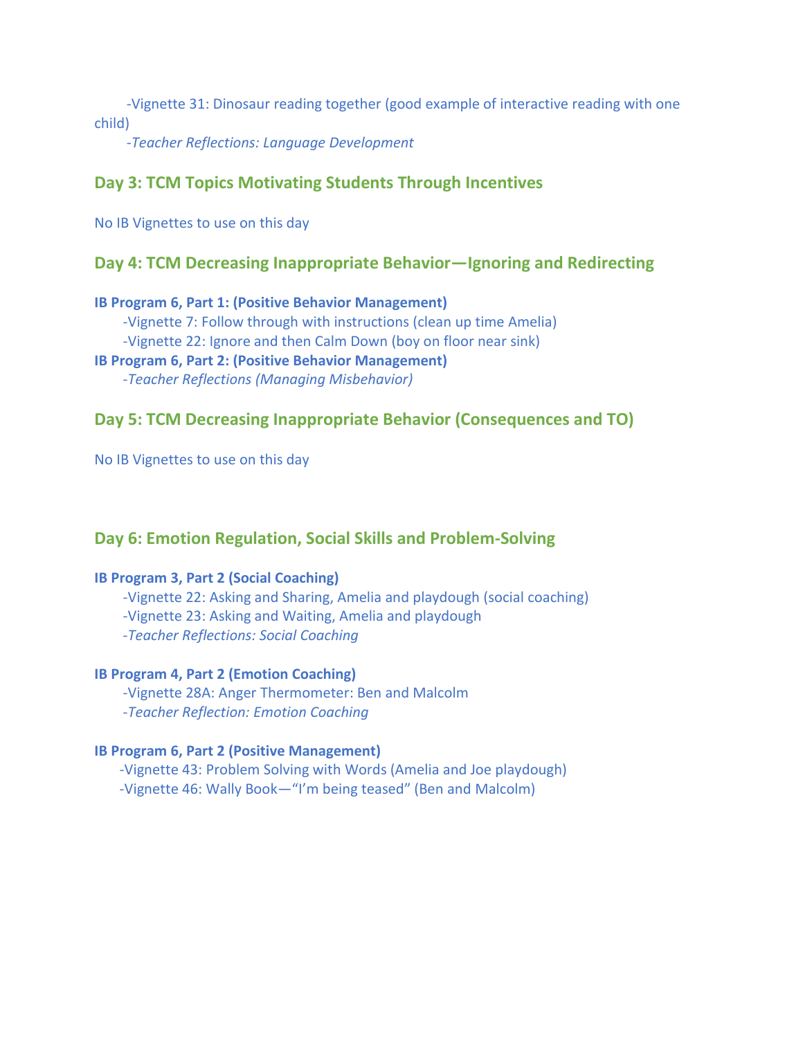-Vignette 31: Dinosaur reading together (good example of interactive reading with one child)

*-Teacher Reflections: Language Development*

## Day 3: TCM Topics Motivating Students Through Incentives

No IB Vignettes to use on this day

## Day 4: TCM Decreasing Inappropriate Behavior—Ignoring and Redirecting

**IB Program 6, Part 1: (Positive Behavior Management)**

-Vignette 7: Follow through with instructions (clean up time Amelia)

-Vignette 22: Ignore and then Calm Down (boy on floor near sink)

**IB Program 6, Part 2: (Positive Behavior Management)**

*-Teacher Reflections (Managing Misbehavior)*

## Day 5: TCM Decreasing Inappropriate Behavior (Consequences and TO)

No IB Vignettes to use on this day

## Day 6: Emotion Regulation, Social Skills and Problem-Solving

**IB Program 3, Part 2 (Social Coaching)**

-Vignette 22: Asking and Sharing, Amelia and playdough (social coaching)

-Vignette 23: Asking and Waiting, Amelia and playdough

*-Teacher Reflections: Social Coaching*

**IB Program 4, Part 2 (Emotion Coaching)**

-Vignette 28A: Anger Thermometer: Ben and Malcolm

*-Teacher Reflection: Emotion Coaching*

**IB Program 6, Part 2 (Positive Management)**

-Vignette 43: Problem Solving with Words (Amelia and Joe playdough)

-Vignette 46: Wally Book—"I'm being teased" (Ben and Malcolm)